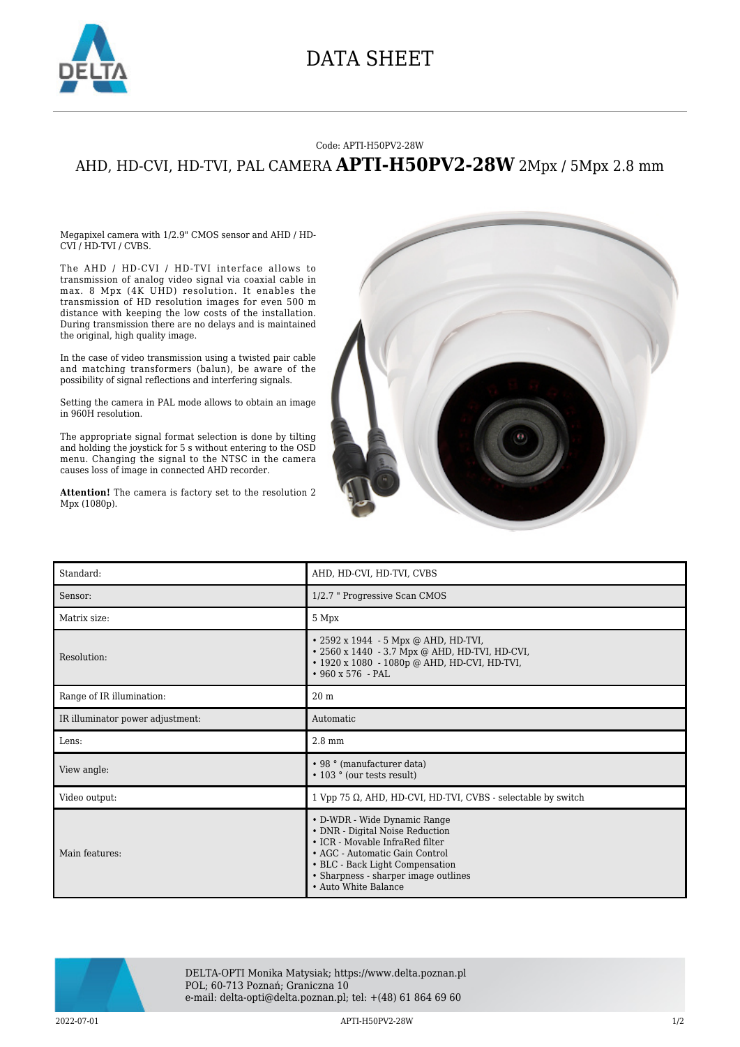# DATA SHEET

Code: APTI-H50PV2-28W

## AHD, HD-CVI, HD-TVI, PAL CAMERA **APTI-H50PV2-28W** 2Mpx / 5Mpx 2.8 mm

Megapixel camera with 1/2.9" CMOS sensor and AHD / HD-CVI / HD-TVI / CVBS.

The AHD / HD-CVI / HD-TVI interface allows to transmission of analog video signal via coaxial cable in max. 8 Mpx (4K UHD) resolution. It enables the transmission of HD resolution images for even 500 m distance with keeping the low costs of the installation. During transmission there are no delays and is maintained the original, high quality image.

In the case of video transmission using a twisted pair cable and matching transformers (balun), be aware of the possibility of signal reflections and interfering signals.

Setting the camera in PAL mode allows to obtain an image in 960H resolution.

The appropriate signal format selection is done by tilting and holding the joystick for 5 s without entering to the OSD menu. Changing the signal to the NTSC in the camera causes loss of image in connected AHD recorder.

**Attention!** The camera is factory set to the resolution 2 Mpx (1080p).

| | |
|---|---|
| Standard: | AHD, HD-CVI, HD-TVI, CVBS |
| Sensor: | 1/2.7 " Progressive Scan CMOS |
| Matrix size: | 5 Mpx |
| Resolution: | • 2592 x 1944 - 5 Mpx @ AHD, HD-TVI,<br>• 2560 x 1440 - 3.7 Mpx @ AHD, HD-TVI, HD-CVI,<br>• 1920 x 1080 - 1080p @ AHD, HD-CVI, HD-TVI,<br>• 960 x 576 - PAL |
| Range of IR illumination: | 20 m |
| IR illuminator power adjustment: | Automatic |
| Lens: | 2.8 mm |
| View angle: | • 98 ° (manufacturer data)<br>• 103 ° (our tests result) |
| Video output: | 1 Vpp 75 Ω, AHD, HD-CVI, HD-TVI, CVBS - selectable by switch |
| Main features: | • D-WDR - Wide Dynamic Range<br>• DNR - Digital Noise Reduction<br>• ICR - Movable InfraRed filter<br>• AGC - Automatic Gain Control<br>• BLC - Back Light Compensation<br>• Sharpness - sharper image outlines<br>• Auto White Balance |

DELTA-OPTI Monika Matysiak; https://www.delta.poznan.pl
POL; 60-713 Poznań; Graniczna 10
e-mail: delta-opti@delta.poznan.pl; tel: +(48) 61 864 69 60

2022-07-01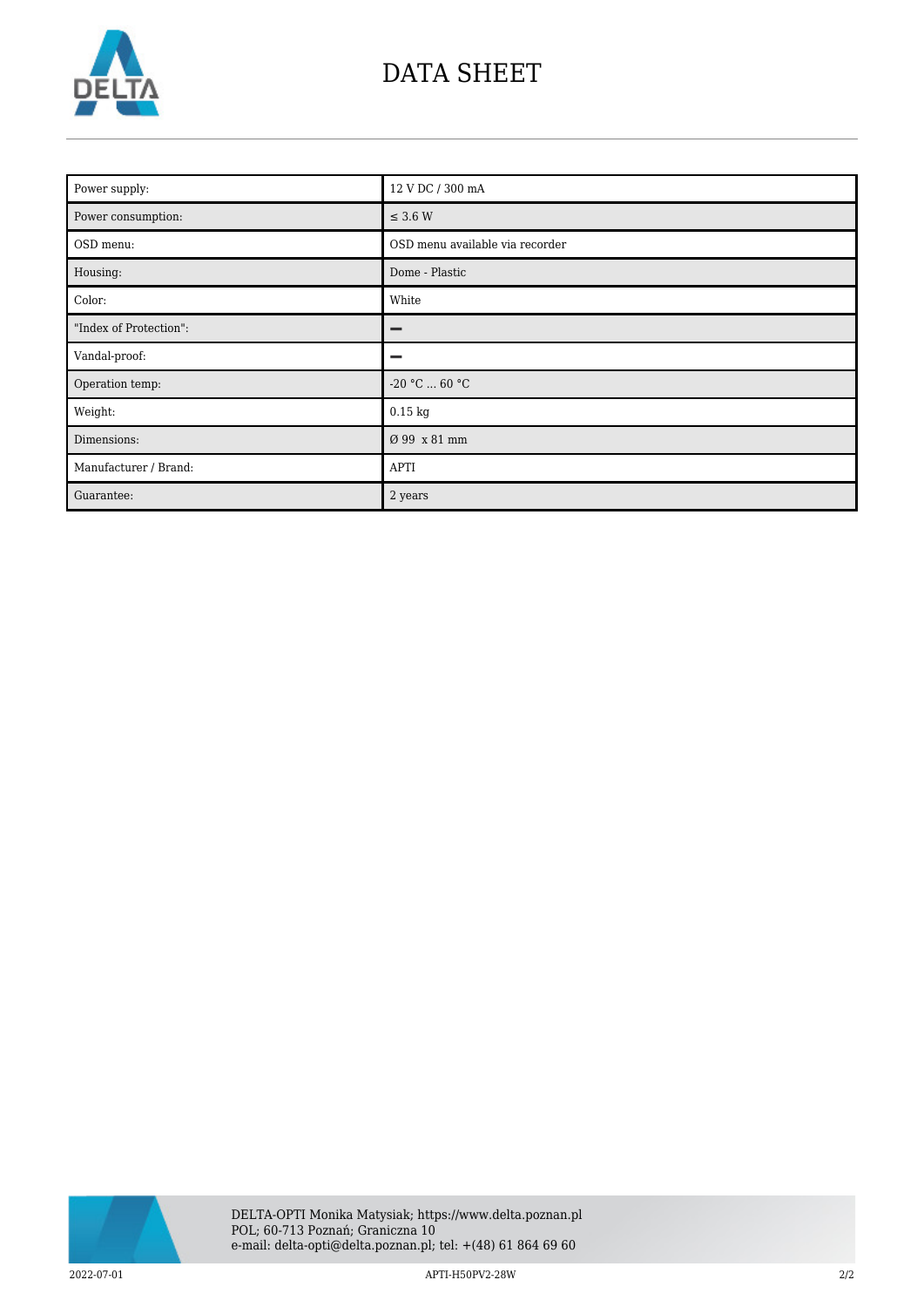# DATA SHEET

| | |
|---|---|
| Power supply: | 12 V DC / 300 mA |
| Power consumption: | ≤ 3.6 W |
| OSD menu: | OSD menu available via recorder |
| Housing: | Dome - Plastic |
| Color: | White |
| "Index of Protection": | – |
| Vandal-proof: | – |
| Operation temp: | -20 °C ... 60 °C |
| Weight: | 0.15 kg |
| Dimensions: | Ø 99  x 81 mm |
| Manufacturer / Brand: | APTI |
| Guarantee: | 2 years |

DELTA-OPTI Monika Matysiak; https://www.delta.poznan.pl
POL; 60-713 Poznań; Graniczna 10
e-mail: delta-opti@delta.poznan.pl; tel: +(48) 61 864 69 60

2022-07-01

APTI-H50PV2-28W